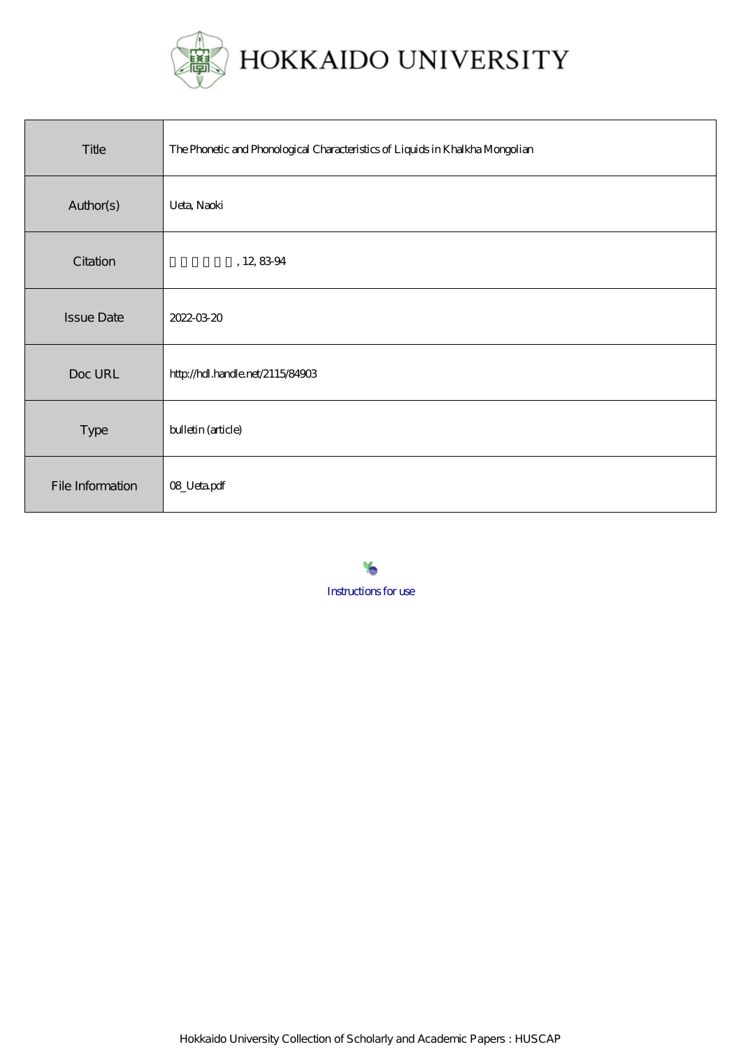HOKKAIDO UNIVERSITY

| Title | The Phonetic and Phonological Characteristics of Liquids in Khalkha Mongolian |
|---|---|
| Author(s) | Ueta, Naoki |
| Citation | □□□□□□, 12, 83-94 |
| Issue Date | 2022-03-20 |
| Doc URL | http://hdl.handle.net/2115/84903 |
| Type | bulletin (article) |
| File Information | 08_Ueta.pdf |

Instructions for use

Hokkaido University Collection of Scholarly and Academic Papers : HUSCAP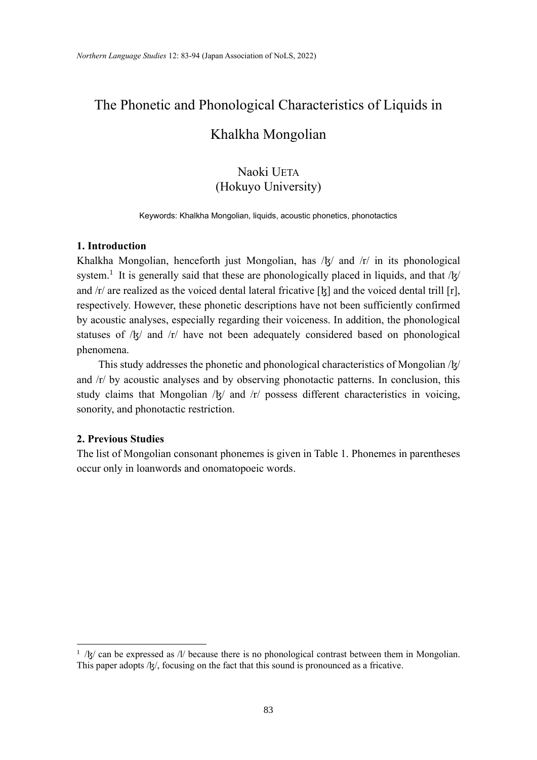# The Phonetic and Phonological Characteristics of Liquids in Khalkha Mongolian

Naoki UETA
(Hokuyo University)

Keywords: Khalkha Mongolian, liquids, acoustic phonetics, phonotactics

## 1. Introduction

Khalkha Mongolian, henceforth just Mongolian, has /ɮ/ and /r/ in its phonological system.[1] It is generally said that these are phonologically placed in liquids, and that /ɮ/ and /r/ are realized as the voiced dental lateral fricative [ɮ] and the voiced dental trill [r], respectively. However, these phonetic descriptions have not been sufficiently confirmed by acoustic analyses, especially regarding their voiceness. In addition, the phonological statuses of /ɮ/ and /r/ have not been adequately considered based on phonological phenomena.

This study addresses the phonetic and phonological characteristics of Mongolian /ɮ/ and /r/ by acoustic analyses and by observing phonotactic patterns. In conclusion, this study claims that Mongolian /ɮ/ and /r/ possess different characteristics in voicing, sonority, and phonotactic restriction.

## 2. Previous Studies

The list of Mongolian consonant phonemes is given in Table 1. Phonemes in parentheses occur only in loanwords and onomatopoeic words.

---

[1] /ɮ/ can be expressed as /l/ because there is no phonological contrast between them in Mongolian. This paper adopts /ɮ/, focusing on the fact that this sound is pronounced as a fricative.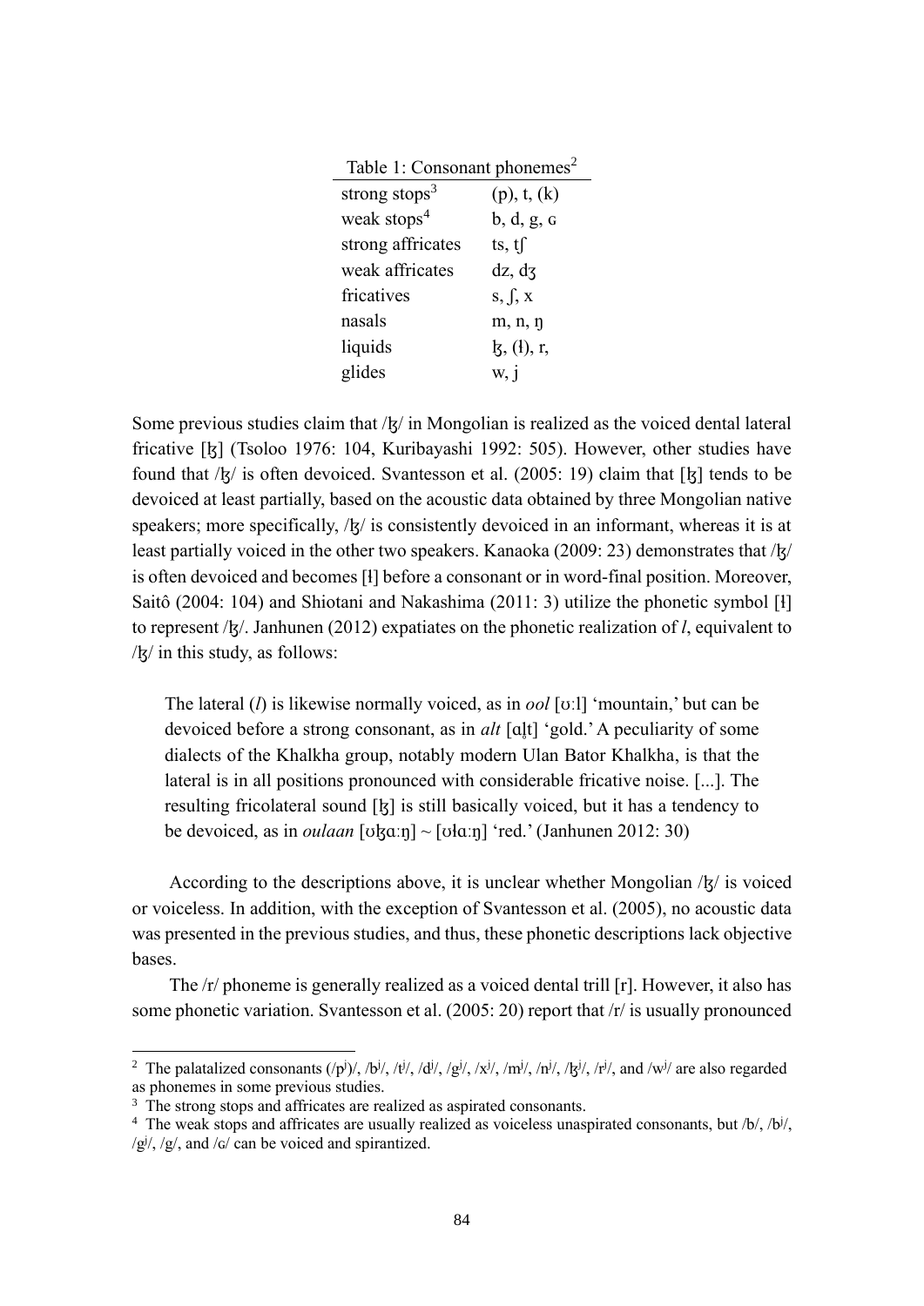Table 1: Consonant phonemes[2]

| | |
|---|---|
| strong stops[3] | (p), t, (k) |
| weak stops[4] | b, d, g, ɢ |
| strong affricates | ts, tʃ |
| weak affricates | dz, dʒ |
| fricatives | s, ʃ, x |
| nasals | m, n, ŋ |
| liquids | ɮ, (ɬ), r, |
| glides | w, j |

Some previous studies claim that /ɮ/ in Mongolian is realized as the voiced dental lateral fricative [ɮ] (Tsoloo 1976: 104, Kuribayashi 1992: 505). However, other studies have found that /ɮ/ is often devoiced. Svantesson et al. (2005: 19) claim that [ɮ] tends to be devoiced at least partially, based on the acoustic data obtained by three Mongolian native speakers; more specifically, /ɮ/ is consistently devoiced in an informant, whereas it is at least partially voiced in the other two speakers. Kanaoka (2009: 23) demonstrates that /ɮ/ is often devoiced and becomes [ɬ] before a consonant or in word-final position. Moreover, Saitô (2004: 104) and Shiotani and Nakashima (2011: 3) utilize the phonetic symbol [ɬ] to represent /ɮ/. Janhunen (2012) expatiates on the phonetic realization of *l*, equivalent to /ɮ/ in this study, as follows:

> The lateral (*l*) is likewise normally voiced, as in *ool* [ʊːl] 'mountain,' but can be devoiced before a strong consonant, as in *alt* [ɑl̥t] 'gold.' A peculiarity of some dialects of the Khalkha group, notably modern Ulan Bator Khalkha, is that the lateral is in all positions pronounced with considerable fricative noise. [...]. The resulting fricolateral sound [ɮ] is still basically voiced, but it has a tendency to be devoiced, as in *oulaan* [ʊɮɑːŋ] ~ [ʊɬɑːŋ] 'red.' (Janhunen 2012: 30)

According to the descriptions above, it is unclear whether Mongolian /ɮ/ is voiced or voiceless. In addition, with the exception of Svantesson et al. (2005), no acoustic data was presented in the previous studies, and thus, these phonetic descriptions lack objective bases.

The /r/ phoneme is generally realized as a voiced dental trill [r]. However, it also has some phonetic variation. Svantesson et al. (2005: 20) report that /r/ is usually pronounced

---

[2] The palatalized consonants (/pʲ)/, /bʲ/, /tʲ/, /dʲ/, /gʲ/, /xʲ/, /mʲ/, /nʲ/, /ɮʲ/, /rʲ/, and /wʲ/ are also regarded as phonemes in some previous studies.

[3] The strong stops and affricates are realized as aspirated consonants.

[4] The weak stops and affricates are usually realized as voiceless unaspirated consonants, but /b/, /bʲ/, /gʲ/, /g/, and /ɢ/ can be voiced and spirantized.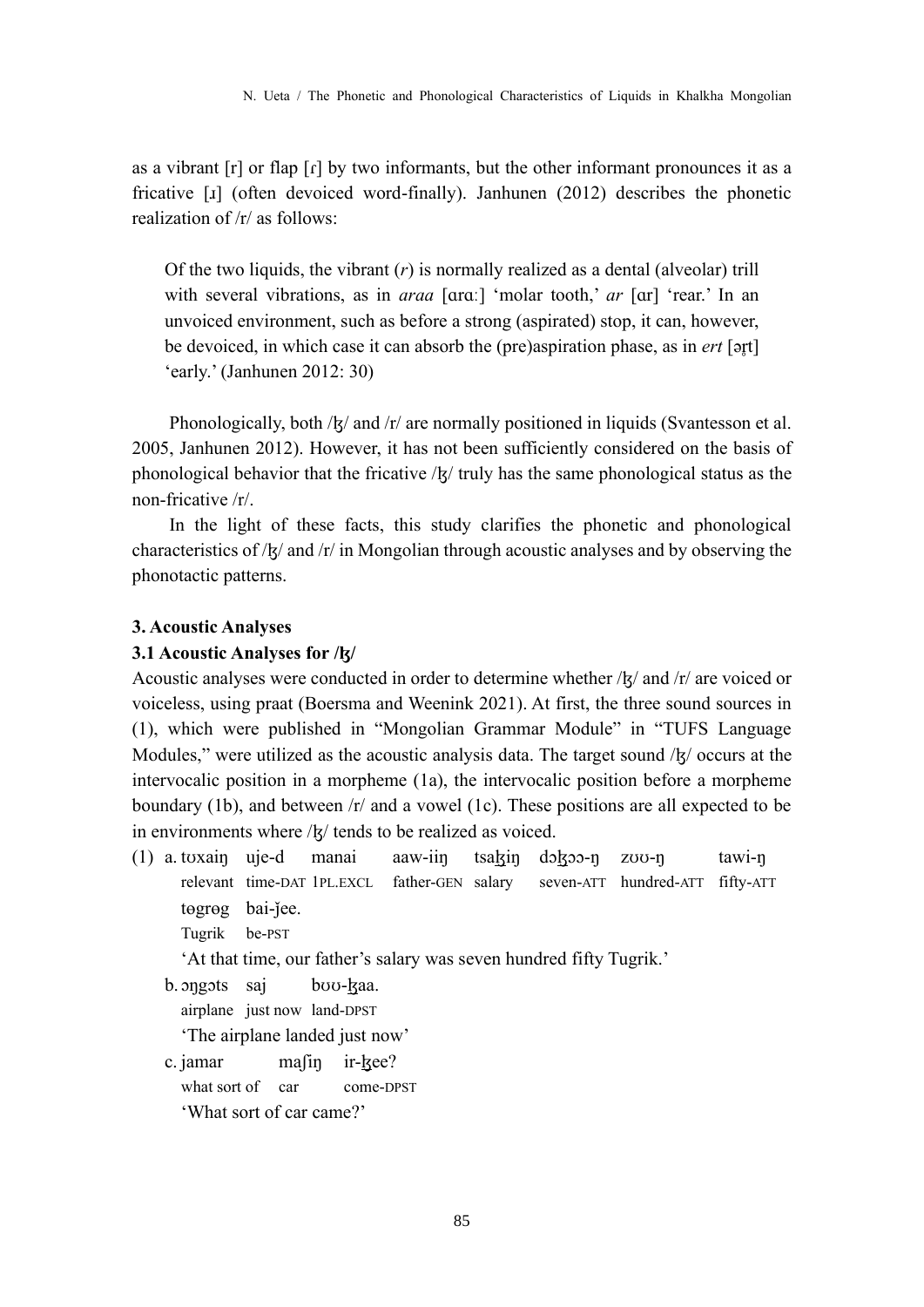as a vibrant [r] or flap [ɾ] by two informants, but the other informant pronounces it as a fricative [ɹ] (often devoiced word-finally). Janhunen (2012) describes the phonetic realization of /r/ as follows:

> Of the two liquids, the vibrant (*r*) is normally realized as a dental (alveolar) trill with several vibrations, as in *araa* [ɑrɑː] 'molar tooth,' *ar* [ɑr] 'rear.' In an unvoiced environment, such as before a strong (aspirated) stop, it can, however, be devoiced, in which case it can absorb the (pre)aspiration phase, as in *ert* [ər̥t] 'early.' (Janhunen 2012: 30)

Phonologically, both /ɮ/ and /r/ are normally positioned in liquids (Svantesson et al. 2005, Janhunen 2012). However, it has not been sufficiently considered on the basis of phonological behavior that the fricative /ɮ/ truly has the same phonological status as the non-fricative /r/.

In the light of these facts, this study clarifies the phonetic and phonological characteristics of /ɮ/ and /r/ in Mongolian through acoustic analyses and by observing the phonotactic patterns.

**3. Acoustic Analyses**

**3.1 Acoustic Analyses for /ɮ/**

Acoustic analyses were conducted in order to determine whether /ɮ/ and /r/ are voiced or voiceless, using praat (Boersma and Weenink 2021). At first, the three sound sources in (1), which were published in "Mongolian Grammar Module" in "TUFS Language Modules," were utilized as the acoustic analysis data. The target sound /ɮ/ occurs at the intervocalic position in a morpheme (1a), the intervocalic position before a morpheme boundary (1b), and between /r/ and a vowel (1c). These positions are all expected to be in environments where /ɮ/ tends to be realized as voiced.

(1) a. tʊxaiŋ uje-d manai aaw-iiŋ tsaɮiŋ dɔɮɔɔ-ŋ zʊʊ-ŋ tawi-ŋ
   relevant time-DAT 1PL.EXCL father-GEN salary seven-ATT hundred-ATT fifty-ATT
   tөgrөg bai-ǰee.
   Tugrik be-PST
   'At that time, our father's salary was seven hundred fifty Tugrik.'

b. ɔŋgɔts saj bʊʊ-ɮaa.
   airplane just now land-DPST
   'The airplane landed just now'

c. jamar maʃiŋ ir-ɮee?
   what sort of car come-DPST
   'What sort of car came?'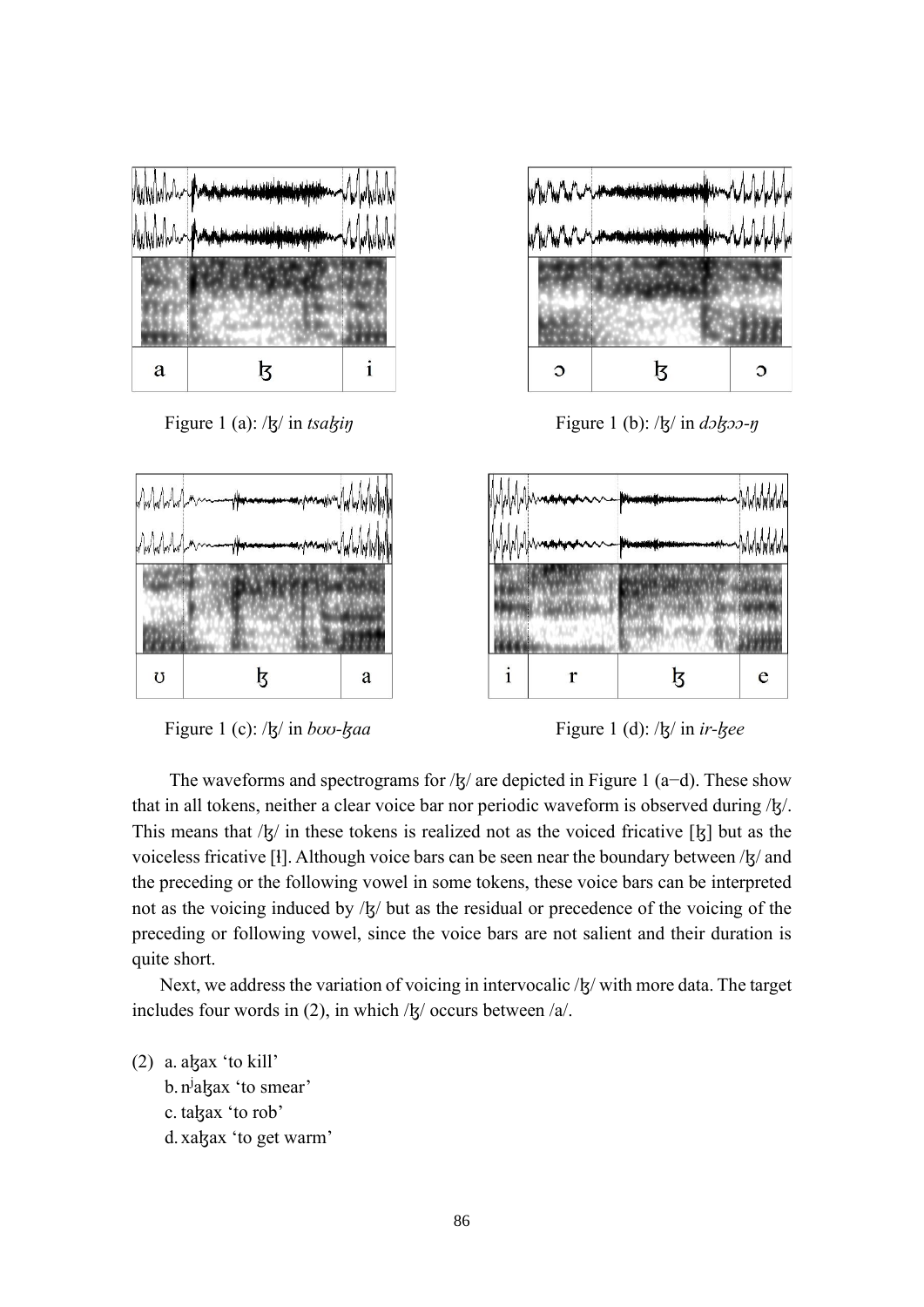Figure 1 (a): /ɮ/ in *tsaɮiŋ*

Figure 1 (b): /ɮ/ in *dɔɮɔɔ-ŋ*

Figure 1 (c): /ɮ/ in *bʊʊ-ɮaa*

Figure 1 (d): /ɮ/ in *ir-ɮee*

The waveforms and spectrograms for /ɮ/ are depicted in Figure 1 (a−d). These show that in all tokens, neither a clear voice bar nor periodic waveform is observed during /ɮ/. This means that /ɮ/ in these tokens is realized not as the voiced fricative [ɮ] but as the voiceless fricative [ɬ]. Although voice bars can be seen near the boundary between /ɮ/ and the preceding or the following vowel in some tokens, these voice bars can be interpreted not as the voicing induced by /ɮ/ but as the residual or precedence of the voicing of the preceding or following vowel, since the voice bars are not salient and their duration is quite short.

Next, we address the variation of voicing in intervocalic /ɮ/ with more data. The target includes four words in (2), in which /ɮ/ occurs between /a/.

(2) a. aɮax 'to kill'
  b. nʲaɮax 'to smear'
  c. taɮax 'to rob'
  d. xaɮax 'to get warm'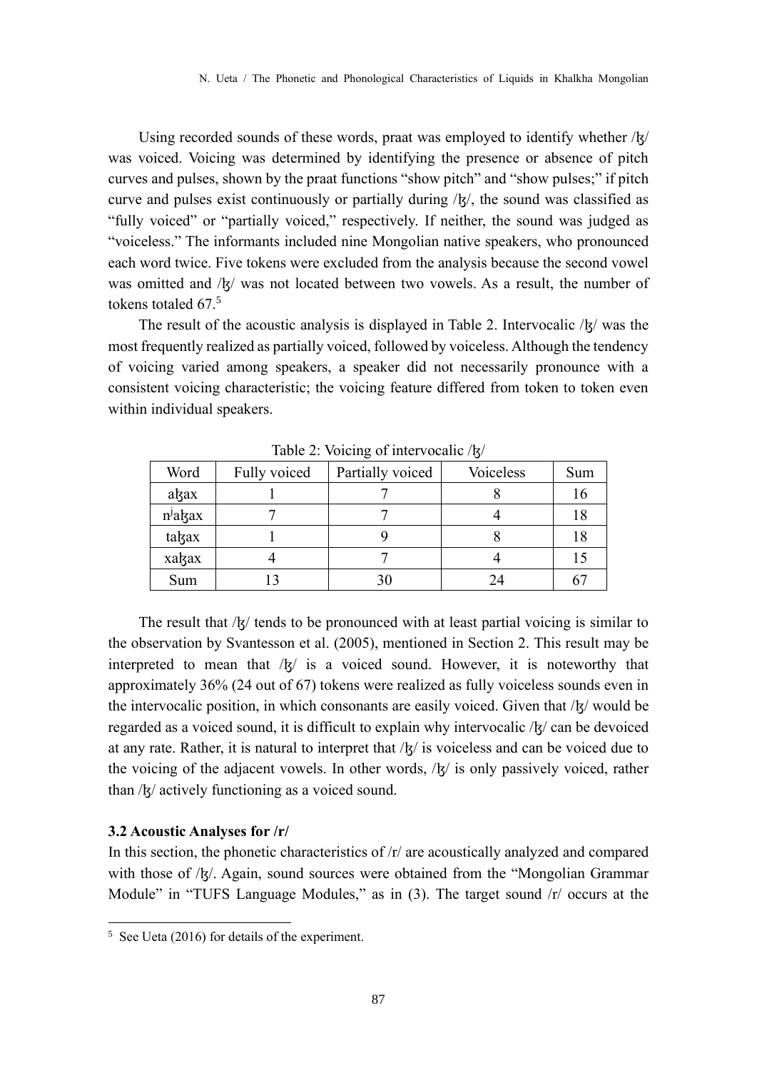Using recorded sounds of these words, praat was employed to identify whether /ɮ/ was voiced. Voicing was determined by identifying the presence or absence of pitch curves and pulses, shown by the praat functions "show pitch" and "show pulses;" if pitch curve and pulses exist continuously or partially during /ɮ/, the sound was classified as "fully voiced" or "partially voiced," respectively. If neither, the sound was judged as "voiceless." The informants included nine Mongolian native speakers, who pronounced each word twice. Five tokens were excluded from the analysis because the second vowel was omitted and /ɮ/ was not located between two vowels. As a result, the number of tokens totaled 67.[5]

The result of the acoustic analysis is displayed in Table 2. Intervocalic /ɮ/ was the most frequently realized as partially voiced, followed by voiceless. Although the tendency of voicing varied among speakers, a speaker did not necessarily pronounce with a consistent voicing characteristic; the voicing feature differed from token to token even within individual speakers.

Table 2: Voicing of intervocalic /ɮ/

| Word | Fully voiced | Partially voiced | Voiceless | Sum |
|---|---|---|---|---|
| aɮax | 1 | 7 | 8 | 16 |
| nʲaɮax | 7 | 7 | 4 | 18 |
| taɮax | 1 | 9 | 8 | 18 |
| xaɮax | 4 | 7 | 4 | 15 |
| Sum | 13 | 30 | 24 | 67 |

The result that /ɮ/ tends to be pronounced with at least partial voicing is similar to the observation by Svantesson et al. (2005), mentioned in Section 2. This result may be interpreted to mean that /ɮ/ is a voiced sound. However, it is noteworthy that approximately 36% (24 out of 67) tokens were realized as fully voiceless sounds even in the intervocalic position, in which consonants are easily voiced. Given that /ɮ/ would be regarded as a voiced sound, it is difficult to explain why intervocalic /ɮ/ can be devoiced at any rate. Rather, it is natural to interpret that /ɮ/ is voiceless and can be voiced due to the voicing of the adjacent vowels. In other words, /ɮ/ is only passively voiced, rather than /ɮ/ actively functioning as a voiced sound.

### 3.2 Acoustic Analyses for /r/

In this section, the phonetic characteristics of /r/ are acoustically analyzed and compared with those of /ɮ/. Again, sound sources were obtained from the "Mongolian Grammar Module" in "TUFS Language Modules," as in (3). The target sound /r/ occurs at the

[5] See Ueta (2016) for details of the experiment.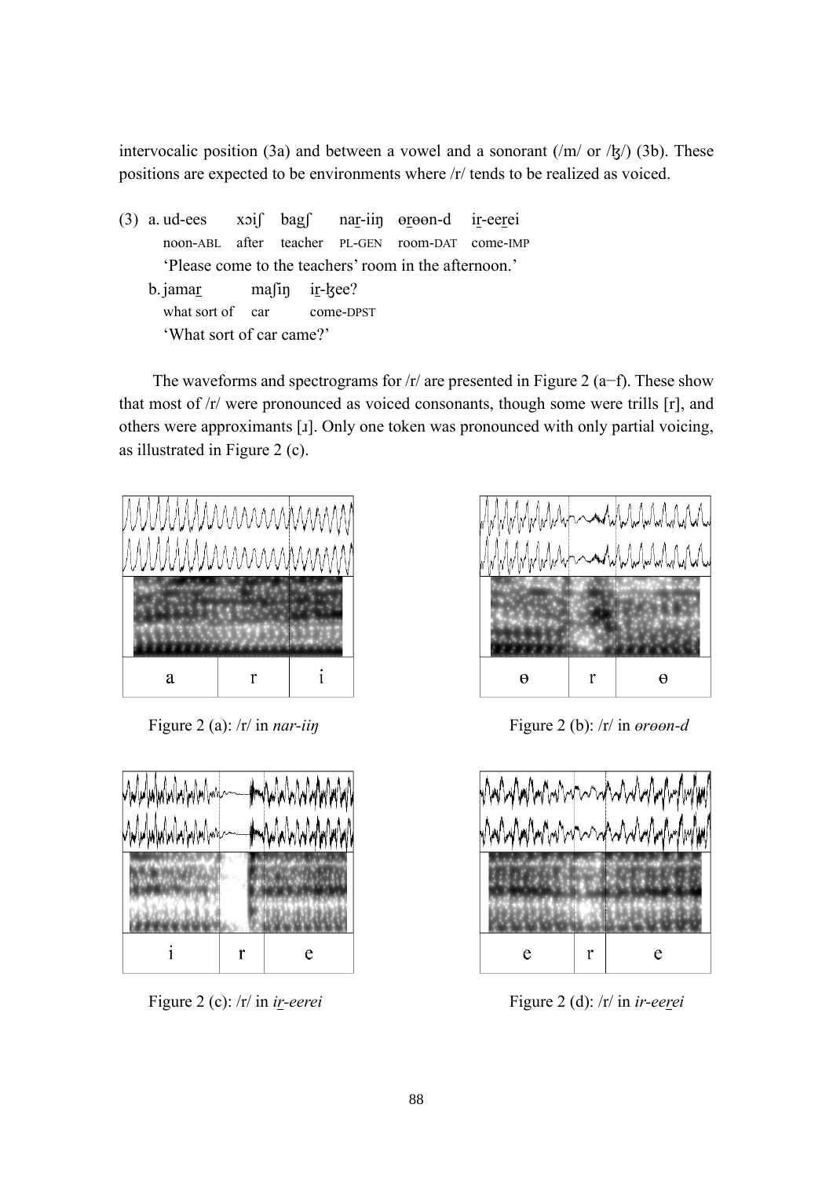intervocalic position (3a) and between a vowel and a sonorant (/m/ or /ɮ/) (3b). These positions are expected to be environments where /r/ tends to be realized as voiced.

(3) a. ud-ees xɔiʃ bagʃ nar̲-iiŋ ɵr̲ɵɵn-d ir̲-eer̲ei
noon-ABL after teacher PL-GEN room-DAT come-IMP
'Please come to the teachers' room in the afternoon.'

b. jamar̲ maʃiŋ ir̲-ɮee?
what sort of car come-DPST
'What sort of car came?'

The waveforms and spectrograms for /r/ are presented in Figure 2 (a−f). These show that most of /r/ were pronounced as voiced consonants, though some were trills [r], and others were approximants [ɹ]. Only one token was pronounced with only partial voicing, as illustrated in Figure 2 (c).

Figure 2 (a): /r/ in *nar-iiŋ*

Figure 2 (b): /r/ in *ɵrɵɵn-d*

Figure 2 (c): /r/ in *ir̲-eerei*

Figure 2 (d): /r/ in *ir-eer̲ei*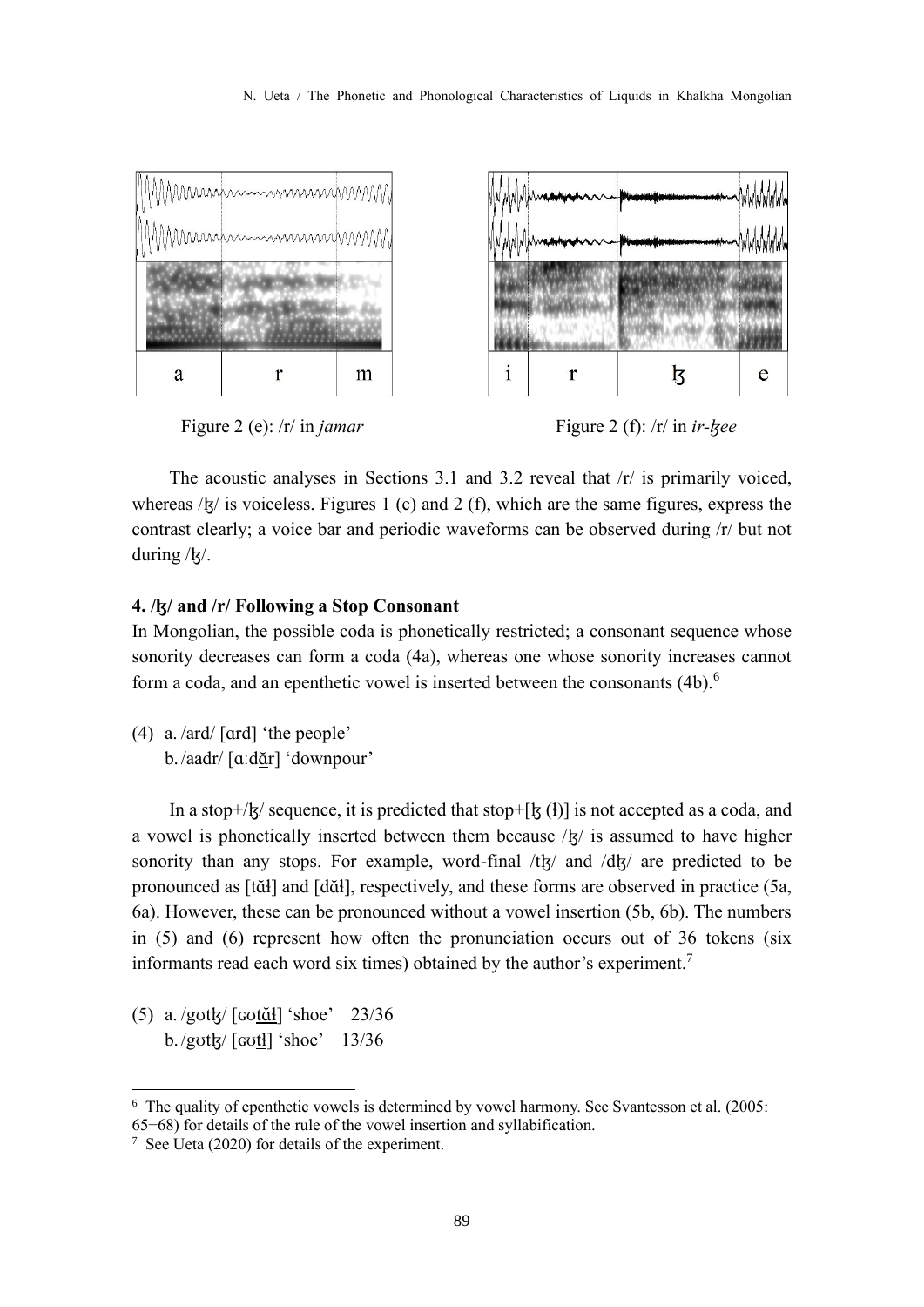Figure 2 (e): /r/ in *jamar*

Figure 2 (f): /r/ in *ir-ɮee*

The acoustic analyses in Sections 3.1 and 3.2 reveal that /r/ is primarily voiced, whereas /ɮ/ is voiceless. Figures 1 (c) and 2 (f), which are the same figures, express the contrast clearly; a voice bar and periodic waveforms can be observed during /r/ but not during /ɮ/.

### 4. /ɮ/ and /r/ Following a Stop Consonant

In Mongolian, the possible coda is phonetically restricted; a consonant sequence whose sonority decreases can form a coda (4a), whereas one whose sonority increases cannot form a coda, and an epenthetic vowel is inserted between the consonants (4b).[6]

(4) a. /ard/ [ɑr̲d̲] 'the people'
    b. /aadr/ [ɑːd̲ă̲r̲] 'downpour'

In a stop+/ɮ/ sequence, it is predicted that stop+[ɮ (ɬ)] is not accepted as a coda, and a vowel is phonetically inserted between them because /ɮ/ is assumed to have higher sonority than any stops. For example, word-final /tɮ/ and /dɮ/ are predicted to be pronounced as [tăɬ] and [dăɬ], respectively, and these forms are observed in practice (5a, 6a). However, these can be pronounced without a vowel insertion (5b, 6b). The numbers in (5) and (6) represent how often the pronunciation occurs out of 36 tokens (six informants read each word six times) obtained by the author's experiment.[7]

(5) a. /gʊtɮ/ [ɢʊt̲ă̲ɬ̲] 'shoe'   23/36
    b. /gʊtɮ/ [ɢʊt̲ɬ̲] 'shoe'   13/36

---

[6] The quality of epenthetic vowels is determined by vowel harmony. See Svantesson et al. (2005: 65−68) for details of the rule of the vowel insertion and syllabification.

[7] See Ueta (2020) for details of the experiment.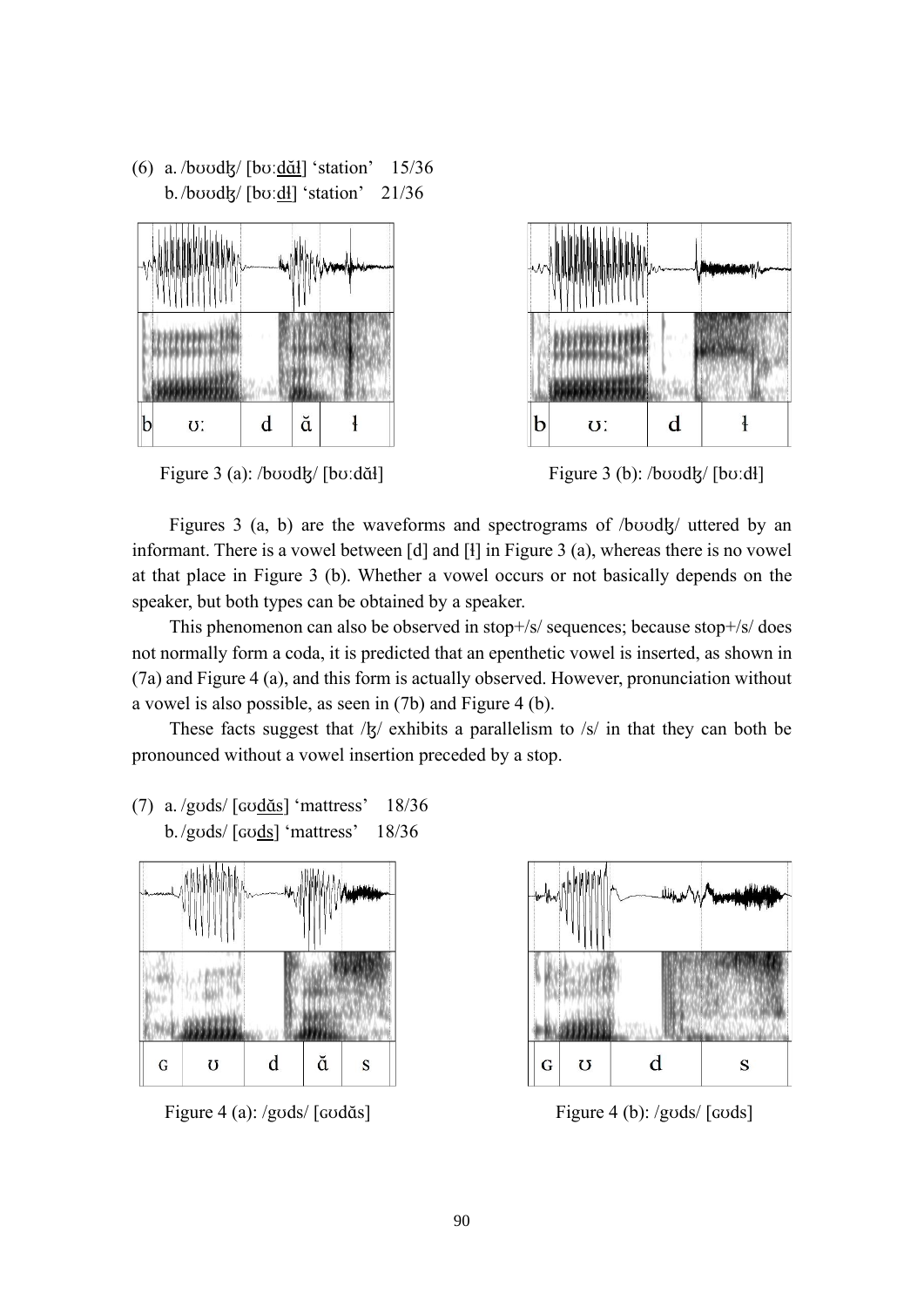(6) a. /bʊʊdɮ/ [bʊːd̲ă̲ɬ̲] 'station' 15/36
    b. /bʊʊdɮ/ [bʊːd̲ɬ̲] 'station' 21/36

Figure 3 (a): /bʊʊdɮ/ [bʊːdăɬ]

Figure 3 (b): /bʊʊdɮ/ [bʊːdɬ]

Figures 3 (a, b) are the waveforms and spectrograms of /bʊʊdɮ/ uttered by an informant. There is a vowel between [d] and [ɬ] in Figure 3 (a), whereas there is no vowel at that place in Figure 3 (b). Whether a vowel occurs or not basically depends on the speaker, but both types can be obtained by a speaker.

This phenomenon can also be observed in stop+/s/ sequences; because stop+/s/ does not normally form a coda, it is predicted that an epenthetic vowel is inserted, as shown in (7a) and Figure 4 (a), and this form is actually observed. However, pronunciation without a vowel is also possible, as seen in (7b) and Figure 4 (b).

These facts suggest that /ɮ/ exhibits a parallelism to /s/ in that they can both be pronounced without a vowel insertion preceded by a stop.

(7) a. /gʊds/ [ɢʊd̲ă̲s̲] 'mattress' 18/36
    b. /gʊds/ [ɢʊd̲s̲] 'mattress' 18/36

Figure 4 (a): /gʊds/ [ɢʊdăs]

Figure 4 (b): /gʊds/ [ɢʊds]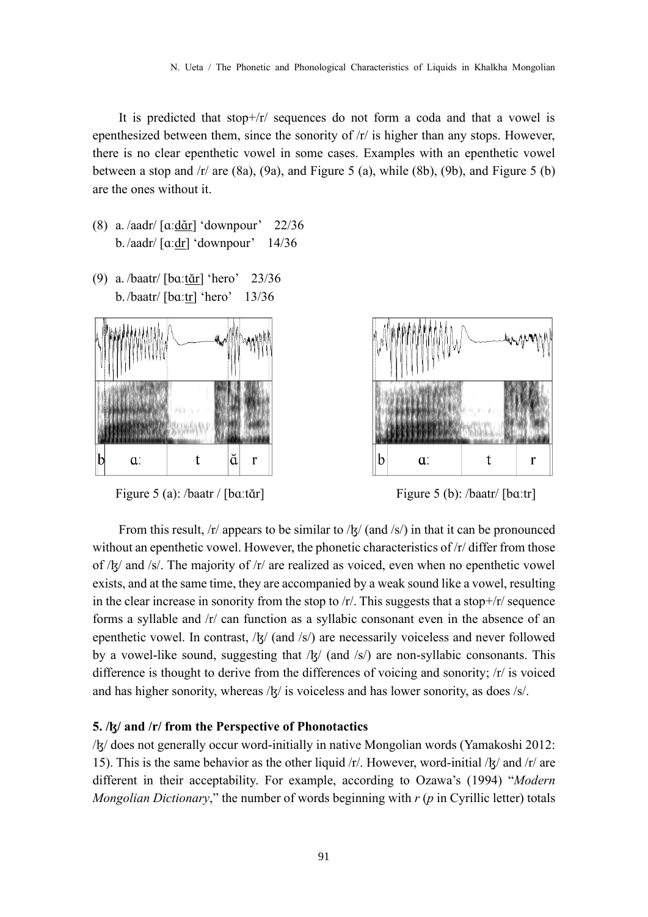It is predicted that stop+/r/ sequences do not form a coda and that a vowel is epenthesized between them, since the sonority of /r/ is higher than any stops. However, there is no clear epenthetic vowel in some cases. Examples with an epenthetic vowel between a stop and /r/ are (8a), (9a), and Figure 5 (a), while (8b), (9b), and Figure 5 (b) are the ones without it.

(8) a. /aadr/ [ɑː<u>dǎr</u>] 'downpour' 22/36
 b. /aadr/ [ɑː<u>dr</u>] 'downpour' 14/36

(9) a. /baatr/ [bɑː<u>tǎr</u>] 'hero' 23/36
 b. /baatr/ [bɑː<u>tr</u>] 'hero' 13/36

Figure 5 (a): /baatr / [bɑːtǎr]

Figure 5 (b): /baatr/ [bɑːtr]

From this result, /r/ appears to be similar to /ɮ/ (and /s/) in that it can be pronounced without an epenthetic vowel. However, the phonetic characteristics of /r/ differ from those of /ɮ/ and /s/. The majority of /r/ are realized as voiced, even when no epenthetic vowel exists, and at the same time, they are accompanied by a weak sound like a vowel, resulting in the clear increase in sonority from the stop to /r/. This suggests that a stop+/r/ sequence forms a syllable and /r/ can function as a syllabic consonant even in the absence of an epenthetic vowel. In contrast, /ɮ/ (and /s/) are necessarily voiceless and never followed by a vowel-like sound, suggesting that /ɮ/ (and /s/) are non-syllabic consonants. This difference is thought to derive from the differences of voicing and sonority; /r/ is voiced and has higher sonority, whereas /ɮ/ is voiceless and has lower sonority, as does /s/.

### 5. /ɮ/ and /r/ from the Perspective of Phonotactics

/ɮ/ does not generally occur word-initially in native Mongolian words (Yamakoshi 2012: 15). This is the same behavior as the other liquid /r/. However, word-initial /ɮ/ and /r/ are different in their acceptability. For example, according to Ozawa's (1994) "*Modern Mongolian Dictionary*," the number of words beginning with *r* (*p* in Cyrillic letter) totals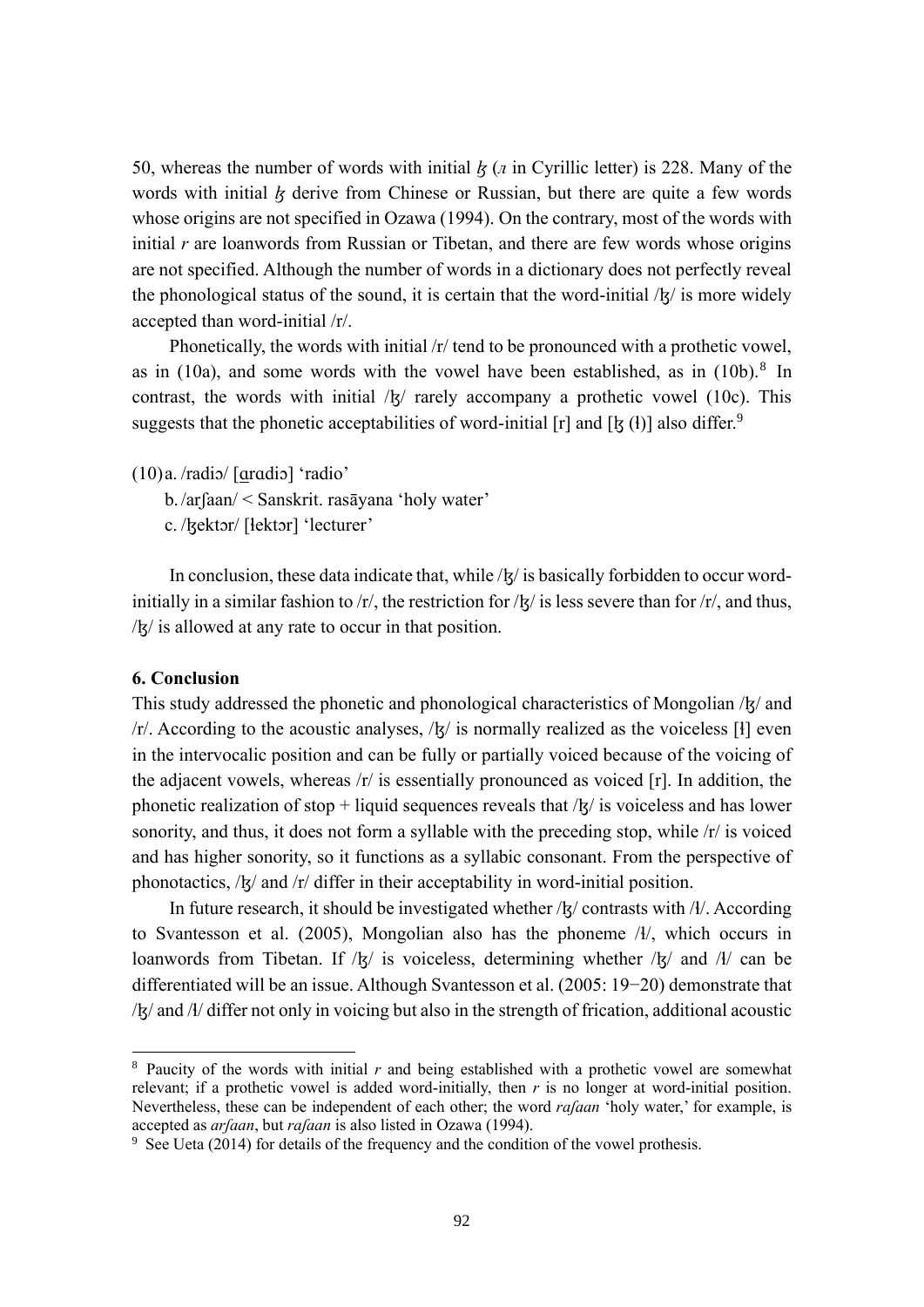50, whereas the number of words with initial *ɮ* (*л* in Cyrillic letter) is 228. Many of the words with initial *ɮ* derive from Chinese or Russian, but there are quite a few words whose origins are not specified in Ozawa (1994). On the contrary, most of the words with initial *r* are loanwords from Russian or Tibetan, and there are few words whose origins are not specified. Although the number of words in a dictionary does not perfectly reveal the phonological status of the sound, it is certain that the word-initial /ɮ/ is more widely accepted than word-initial /r/.

Phonetically, the words with initial /r/ tend to be pronounced with a prothetic vowel, as in (10a), and some words with the vowel have been established, as in (10b).[8] In contrast, the words with initial /ɮ/ rarely accompany a prothetic vowel (10c). This suggests that the phonetic acceptabilities of word-initial [r] and [ɮ (ɬ)] also differ.[9]

(10) a. /radiɔ/ [ɑ̱rɑdiɔ] 'radio'
 b. /arʃaan/ < Sanskrit. rasāyana 'holy water'
 c. /ɮektɔr/ [ɬektɔr] 'lecturer'

In conclusion, these data indicate that, while /ɮ/ is basically forbidden to occur word-initially in a similar fashion to /r/, the restriction for /ɮ/ is less severe than for /r/, and thus, /ɮ/ is allowed at any rate to occur in that position.

## 6. Conclusion

This study addressed the phonetic and phonological characteristics of Mongolian /ɮ/ and /r/. According to the acoustic analyses, /ɮ/ is normally realized as the voiceless [ɬ] even in the intervocalic position and can be fully or partially voiced because of the voicing of the adjacent vowels, whereas /r/ is essentially pronounced as voiced [r]. In addition, the phonetic realization of stop + liquid sequences reveals that /ɮ/ is voiceless and has lower sonority, and thus, it does not form a syllable with the preceding stop, while /r/ is voiced and has higher sonority, so it functions as a syllabic consonant. From the perspective of phonotactics, /ɮ/ and /r/ differ in their acceptability in word-initial position.

In future research, it should be investigated whether /ɮ/ contrasts with /ɬ/. According to Svantesson et al. (2005), Mongolian also has the phoneme /ɬ/, which occurs in loanwords from Tibetan. If /ɮ/ is voiceless, determining whether /ɮ/ and /ɬ/ can be differentiated will be an issue. Although Svantesson et al. (2005: 19−20) demonstrate that /ɮ/ and /ɬ/ differ not only in voicing but also in the strength of frication, additional acoustic

---

[8] Paucity of the words with initial *r* and being established with a prothetic vowel are somewhat relevant; if a prothetic vowel is added word-initially, then *r* is no longer at word-initial position. Nevertheless, these can be independent of each other; the word *raʃaan* 'holy water,' for example, is accepted as *arʃaan*, but *raʃaan* is also listed in Ozawa (1994).

[9] See Ueta (2014) for details of the frequency and the condition of the vowel prothesis.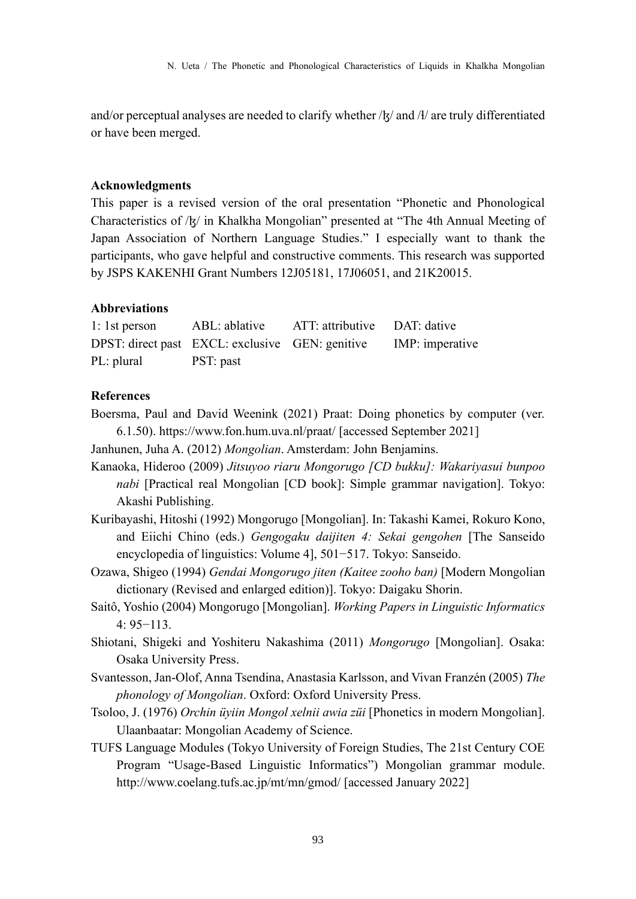and/or perceptual analyses are needed to clarify whether /ɮ/ and /ɬ/ are truly differentiated or have been merged.

## Acknowledgments

This paper is a revised version of the oral presentation "Phonetic and Phonological Characteristics of /ɮ/ in Khalkha Mongolian" presented at "The 4th Annual Meeting of Japan Association of Northern Language Studies." I especially want to thank the participants, who gave helpful and constructive comments. This research was supported by JSPS KAKENHI Grant Numbers 12J05181, 17J06051, and 21K20015.

## Abbreviations

| | | | |
|---|---|---|---|
| 1: 1st person | ABL: ablative | ATT: attributive | DAT: dative |
| DPST: direct past | EXCL: exclusive | GEN: genitive | IMP: imperative |
| PL: plural | PST: past | | |

## References

Boersma, Paul and David Weenink (2021) Praat: Doing phonetics by computer (ver. 6.1.50). https://www.fon.hum.uva.nl/praat/ [accessed September 2021]

Janhunen, Juha A. (2012) *Mongolian*. Amsterdam: John Benjamins.

Kanaoka, Hideroo (2009) *Jitsuyoo riaru Mongorugo [CD bukku]: Wakariyasui bunpoo nabi* [Practical real Mongolian [CD book]: Simple grammar navigation]. Tokyo: Akashi Publishing.

Kuribayashi, Hitoshi (1992) Mongorugo [Mongolian]. In: Takashi Kamei, Rokuro Kono, and Eiichi Chino (eds.) *Gengogaku daijiten 4: Sekai gengohen* [The Sanseido encyclopedia of linguistics: Volume 4], 501−517. Tokyo: Sanseido.

Ozawa, Shigeo (1994) *Gendai Mongorugo jiten (Kaitee zooho ban)* [Modern Mongolian dictionary (Revised and enlarged edition)]. Tokyo: Daigaku Shorin.

Saitô, Yoshio (2004) Mongorugo [Mongolian]. *Working Papers in Linguistic Informatics* 4: 95−113.

Shiotani, Shigeki and Yoshiteru Nakashima (2011) *Mongorugo* [Mongolian]. Osaka: Osaka University Press.

Svantesson, Jan-Olof, Anna Tsendina, Anastasia Karlsson, and Vivan Franzén (2005) *The phonology of Mongolian*. Oxford: Oxford University Press.

Tsoloo, J. (1976) *Orchin üyiin Mongol xelnii awia züi* [Phonetics in modern Mongolian]. Ulaanbaatar: Mongolian Academy of Science.

TUFS Language Modules (Tokyo University of Foreign Studies, The 21st Century COE Program "Usage-Based Linguistic Informatics") Mongolian grammar module. http://www.coelang.tufs.ac.jp/mt/mn/gmod/ [accessed January 2022]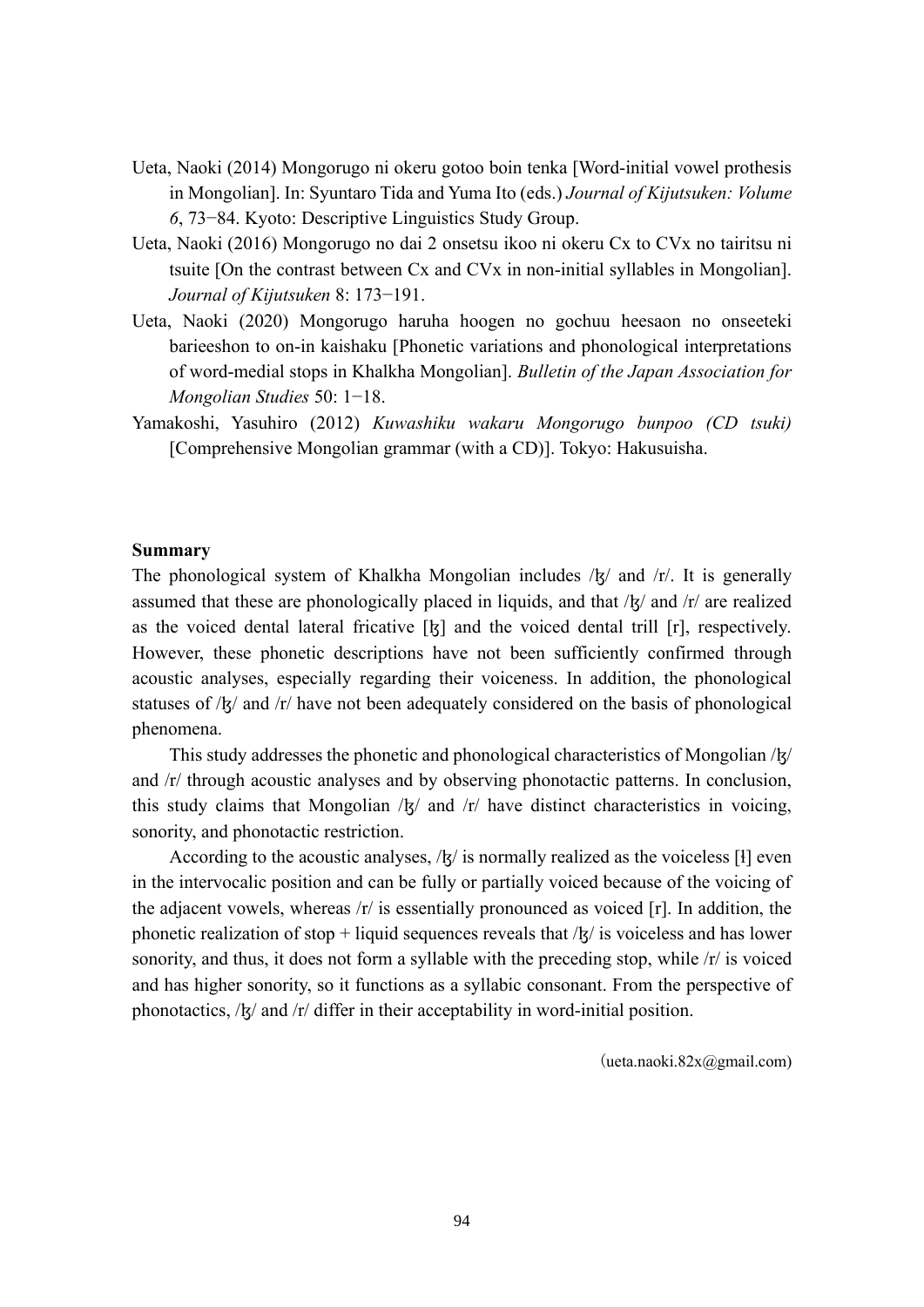Ueta, Naoki (2014) Mongorugo ni okeru gotoo boin tenka [Word-initial vowel prothesis in Mongolian]. In: Syuntaro Tida and Yuma Ito (eds.) *Journal of Kijutsuken: Volume 6*, 73−84. Kyoto: Descriptive Linguistics Study Group.

Ueta, Naoki (2016) Mongorugo no dai 2 onsetsu ikoo ni okeru Cx to CVx no tairitsu ni tsuite [On the contrast between Cx and CVx in non-initial syllables in Mongolian]. *Journal of Kijutsuken* 8: 173−191.

Ueta, Naoki (2020) Mongorugo haruha hoogen no gochuu heesaon no onseeteki barieeshon to on-in kaishaku [Phonetic variations and phonological interpretations of word-medial stops in Khalkha Mongolian]. *Bulletin of the Japan Association for Mongolian Studies* 50: 1−18.

Yamakoshi, Yasuhiro (2012) *Kuwashiku wakaru Mongorugo bunpoo (CD tsuki)* [Comprehensive Mongolian grammar (with a CD)]. Tokyo: Hakusuisha.

**Summary**

The phonological system of Khalkha Mongolian includes /ɮ/ and /r/. It is generally assumed that these are phonologically placed in liquids, and that /ɮ/ and /r/ are realized as the voiced dental lateral fricative [ɮ] and the voiced dental trill [r], respectively. However, these phonetic descriptions have not been sufficiently confirmed through acoustic analyses, especially regarding their voiceness. In addition, the phonological statuses of /ɮ/ and /r/ have not been adequately considered on the basis of phonological phenomena.

This study addresses the phonetic and phonological characteristics of Mongolian /ɮ/ and /r/ through acoustic analyses and by observing phonotactic patterns. In conclusion, this study claims that Mongolian /ɮ/ and /r/ have distinct characteristics in voicing, sonority, and phonotactic restriction.

According to the acoustic analyses, /ɮ/ is normally realized as the voiceless [ɬ] even in the intervocalic position and can be fully or partially voiced because of the voicing of the adjacent vowels, whereas /r/ is essentially pronounced as voiced [r]. In addition, the phonetic realization of stop + liquid sequences reveals that /ɮ/ is voiceless and has lower sonority, and thus, it does not form a syllable with the preceding stop, while /r/ is voiced and has higher sonority, so it functions as a syllabic consonant. From the perspective of phonotactics, /ɮ/ and /r/ differ in their acceptability in word-initial position.

(ueta.naoki.82x@gmail.com)